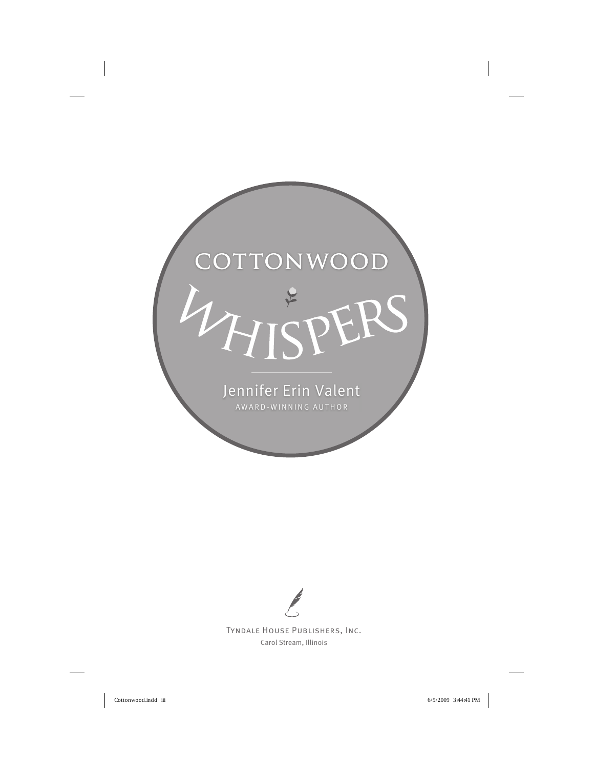# COTTONWOOD WHISPERS

Jennifer Erin Valent

AWARD-WINNING AUTHOR

Tyndale House Publishers, Inc.
Carol Stream, Illinois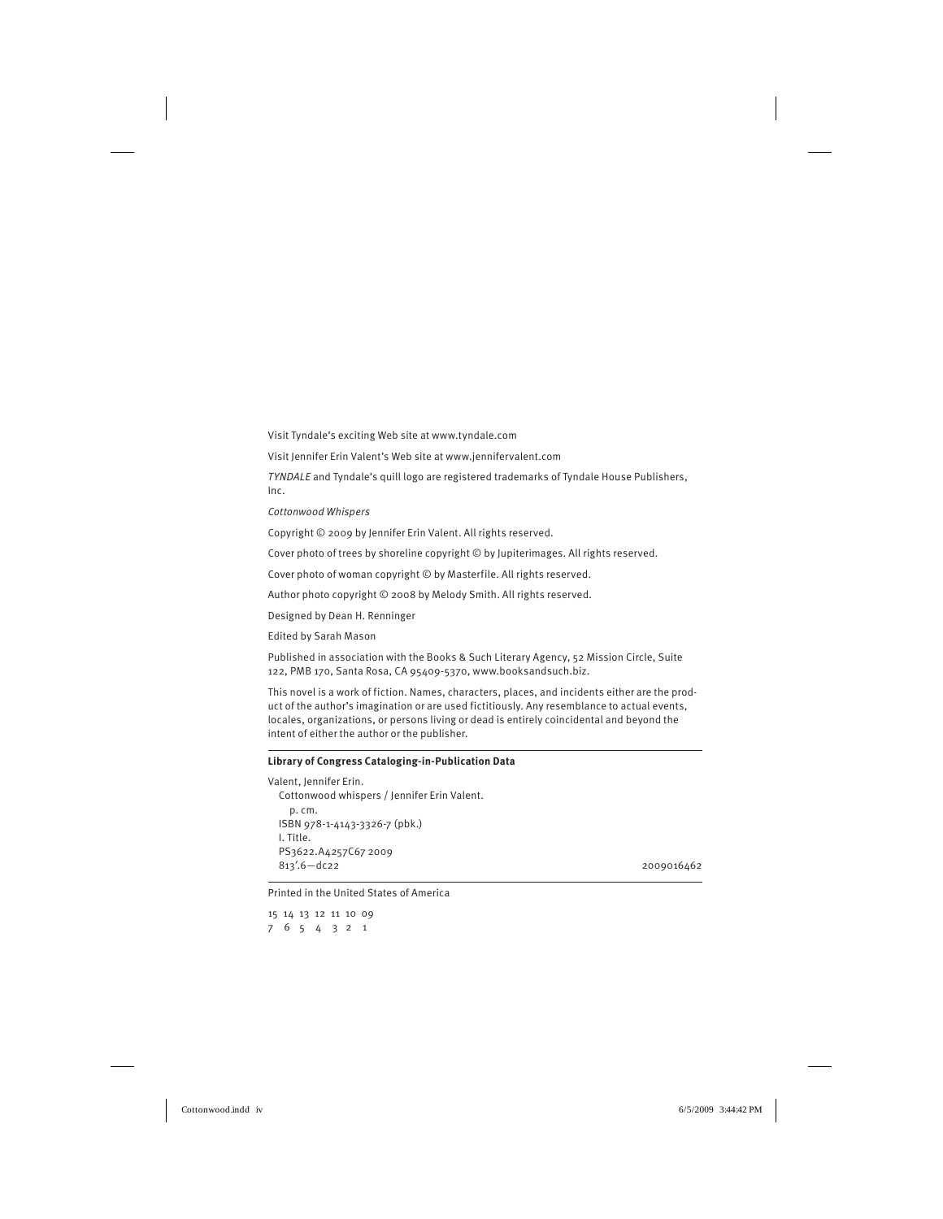Visit Tyndale's exciting Web site at www.tyndale.com

Visit Jennifer Erin Valent's Web site at www.jennifervalent.com

*TYNDALE* and Tyndale's quill logo are registered trademarks of Tyndale House Publishers, Inc.

*Cottonwood Whispers*

Copyright © 2009 by Jennifer Erin Valent. All rights reserved.

Cover photo of trees by shoreline copyright © by Jupiterimages. All rights reserved.

Cover photo of woman copyright © by Masterfile. All rights reserved.

Author photo copyright © 2008 by Melody Smith. All rights reserved.

Designed by Dean H. Renninger

Edited by Sarah Mason

Published in association with the Books & Such Literary Agency, 52 Mission Circle, Suite 122, PMB 170, Santa Rosa, CA 95409-5370, www.booksandsuch.biz.

This novel is a work of fiction. Names, characters, places, and incidents either are the product of the author's imagination or are used fictitiously. Any resemblance to actual events, locales, organizations, or persons living or dead is entirely coincidental and beyond the intent of either the author or the publisher.

**Library of Congress Cataloging-in-Publication Data**

Valent, Jennifer Erin.
Cottonwood whispers / Jennifer Erin Valent.
p. cm.
ISBN 978-1-4143-3326-7 (pbk.)
I. Title.
PS3622.A4257C67 2009
813′.6—dc22 2009016462

Printed in the United States of America

15 14 13 12 11 10 09
7 6 5 4 3 2 1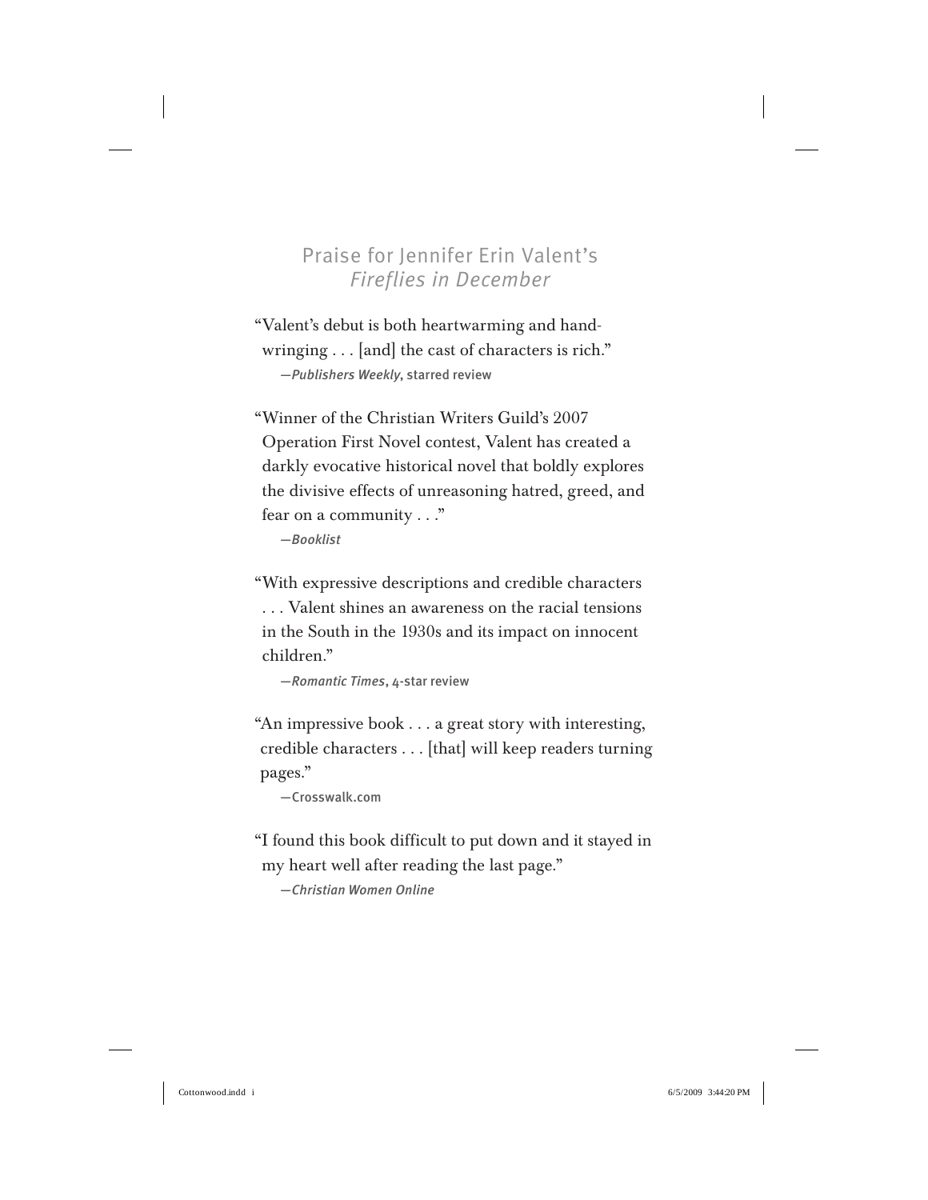## Praise for Jennifer Erin Valent's *Fireflies in December*

"Valent's debut is both heartwarming and hand-wringing . . . [and] the cast of characters is rich."

—*Publishers Weekly*, starred review

"Winner of the Christian Writers Guild's 2007 Operation First Novel contest, Valent has created a darkly evocative historical novel that boldly explores the divisive effects of unreasoning hatred, greed, and fear on a community . . ."

—*Booklist*

"With expressive descriptions and credible characters . . . Valent shines an awareness on the racial tensions in the South in the 1930s and its impact on innocent children."

—*Romantic Times*, 4-star review

"An impressive book . . . a great story with interesting, credible characters . . . [that] will keep readers turning pages."

—Crosswalk.com

"I found this book difficult to put down and it stayed in my heart well after reading the last page."

—*Christian Women Online*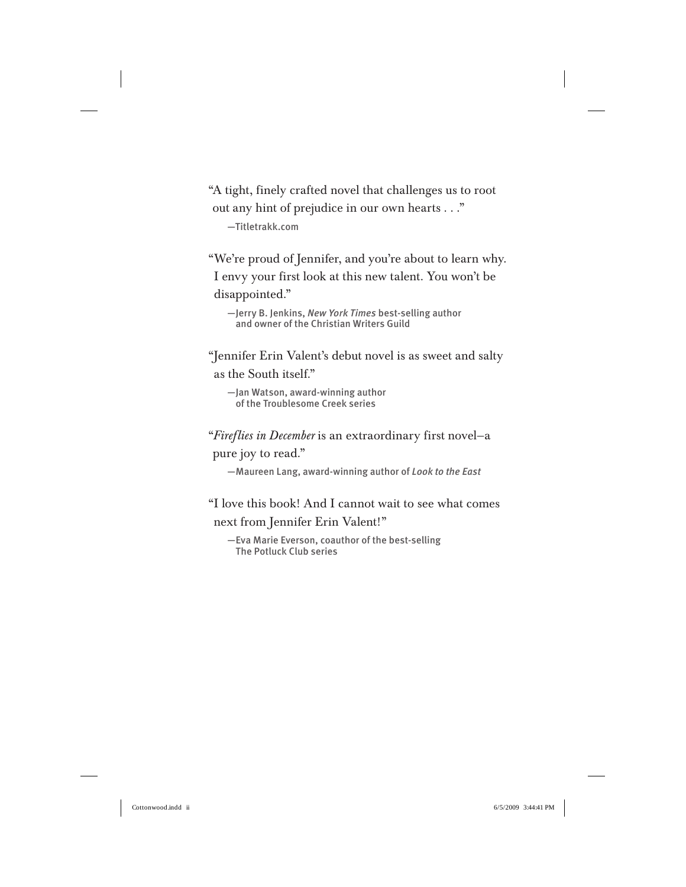"A tight, finely crafted novel that challenges us to root out any hint of prejudice in our own hearts . . ."

—Titletrakk.com

"We're proud of Jennifer, and you're about to learn why. I envy your first look at this new talent. You won't be disappointed."

—Jerry B. Jenkins, *New York Times* best-selling author and owner of the Christian Writers Guild

"Jennifer Erin Valent's debut novel is as sweet and salty as the South itself."

—Jan Watson, award-winning author of the Troublesome Creek series

"*Fireflies in December* is an extraordinary first novel—a pure joy to read."

—Maureen Lang, award-winning author of *Look to the East*

"I love this book! And I cannot wait to see what comes next from Jennifer Erin Valent!"

—Eva Marie Everson, coauthor of the best-selling The Potluck Club series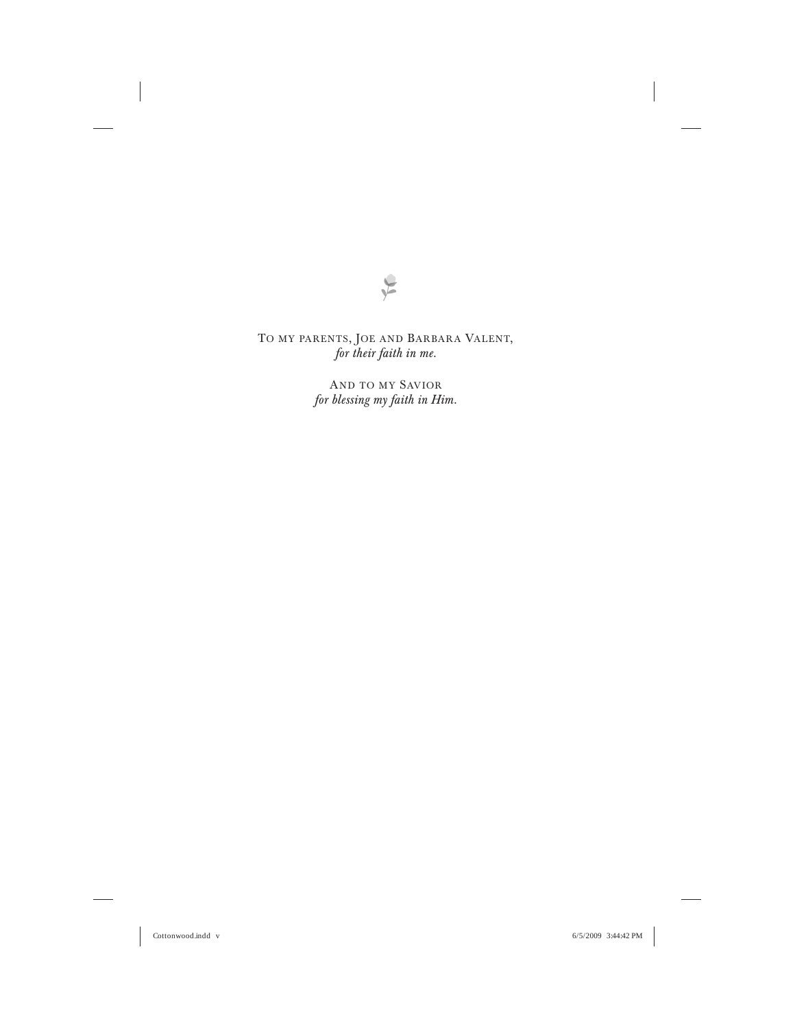To my parents, Joe and Barbara Valent,
*for their faith in me.*

And to my Savior
*for blessing my faith in Him.*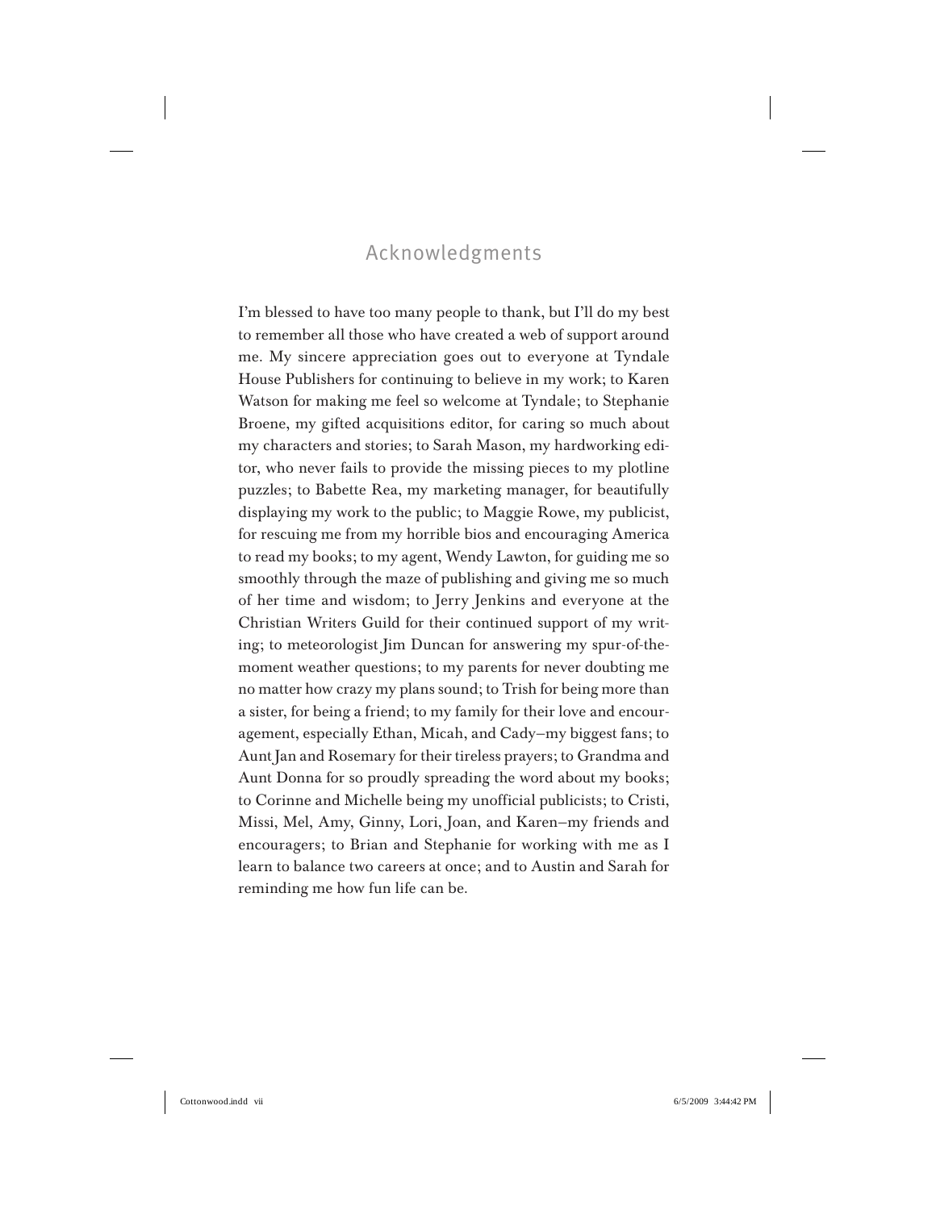# Acknowledgments

I'm blessed to have too many people to thank, but I'll do my best to remember all those who have created a web of support around me. My sincere appreciation goes out to everyone at Tyndale House Publishers for continuing to believe in my work; to Karen Watson for making me feel so welcome at Tyndale; to Stephanie Broene, my gifted acquisitions editor, for caring so much about my characters and stories; to Sarah Mason, my hardworking editor, who never fails to provide the missing pieces to my plotline puzzles; to Babette Rea, my marketing manager, for beautifully displaying my work to the public; to Maggie Rowe, my publicist, for rescuing me from my horrible bios and encouraging America to read my books; to my agent, Wendy Lawton, for guiding me so smoothly through the maze of publishing and giving me so much of her time and wisdom; to Jerry Jenkins and everyone at the Christian Writers Guild for their continued support of my writing; to meteorologist Jim Duncan for answering my spur-of-the-moment weather questions; to my parents for never doubting me no matter how crazy my plans sound; to Trish for being more than a sister, for being a friend; to my family for their love and encouragement, especially Ethan, Micah, and Cady—my biggest fans; to Aunt Jan and Rosemary for their tireless prayers; to Grandma and Aunt Donna for so proudly spreading the word about my books; to Corinne and Michelle being my unofficial publicists; to Cristi, Missi, Mel, Amy, Ginny, Lori, Joan, and Karen—my friends and encouragers; to Brian and Stephanie for working with me as I learn to balance two careers at once; and to Austin and Sarah for reminding me how fun life can be.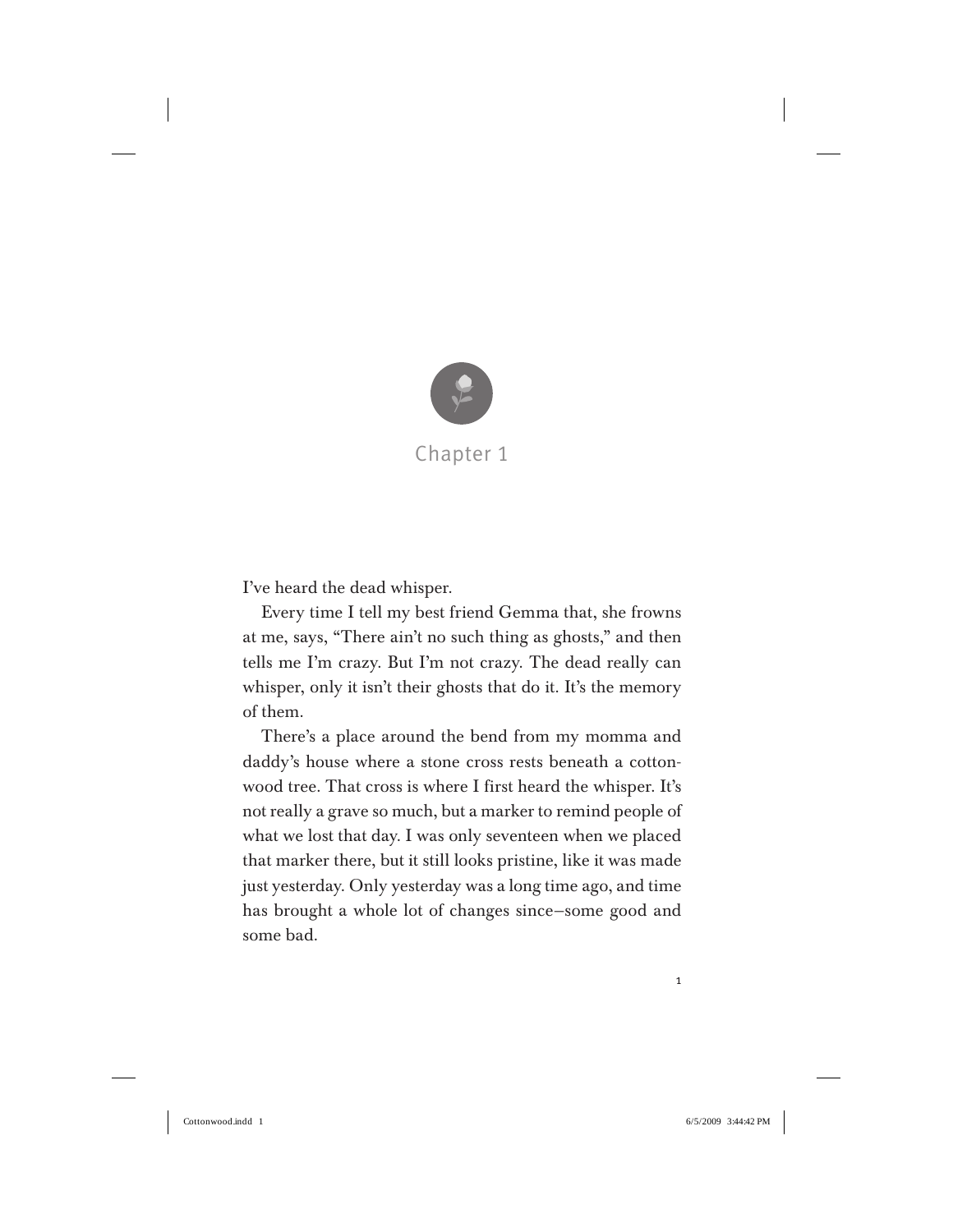# Chapter 1

I've heard the dead whisper.

Every time I tell my best friend Gemma that, she frowns at me, says, "There ain't no such thing as ghosts," and then tells me I'm crazy. But I'm not crazy. The dead really can whisper, only it isn't their ghosts that do it. It's the memory of them.

There's a place around the bend from my momma and daddy's house where a stone cross rests beneath a cottonwood tree. That cross is where I first heard the whisper. It's not really a grave so much, but a marker to remind people of what we lost that day. I was only seventeen when we placed that marker there, but it still looks pristine, like it was made just yesterday. Only yesterday was a long time ago, and time has brought a whole lot of changes since—some good and some bad.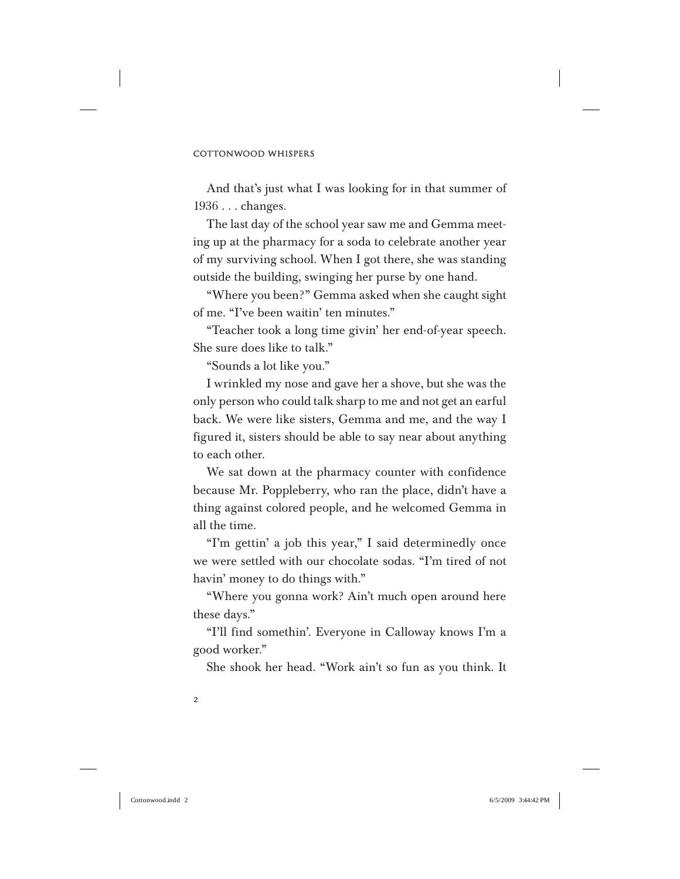And that's just what I was looking for in that summer of 1936 . . . changes.

The last day of the school year saw me and Gemma meeting up at the pharmacy for a soda to celebrate another year of my surviving school. When I got there, she was standing outside the building, swinging her purse by one hand.

"Where you been?" Gemma asked when she caught sight of me. "I've been waitin' ten minutes."

"Teacher took a long time givin' her end-of-year speech. She sure does like to talk."

"Sounds a lot like you."

I wrinkled my nose and gave her a shove, but she was the only person who could talk sharp to me and not get an earful back. We were like sisters, Gemma and me, and the way I figured it, sisters should be able to say near about anything to each other.

We sat down at the pharmacy counter with confidence because Mr. Poppleberry, who ran the place, didn't have a thing against colored people, and he welcomed Gemma in all the time.

"I'm gettin' a job this year," I said determinedly once we were settled with our chocolate sodas. "I'm tired of not havin' money to do things with."

"Where you gonna work? Ain't much open around here these days."

"I'll find somethin'. Everyone in Calloway knows I'm a good worker."

She shook her head. "Work ain't so fun as you think. It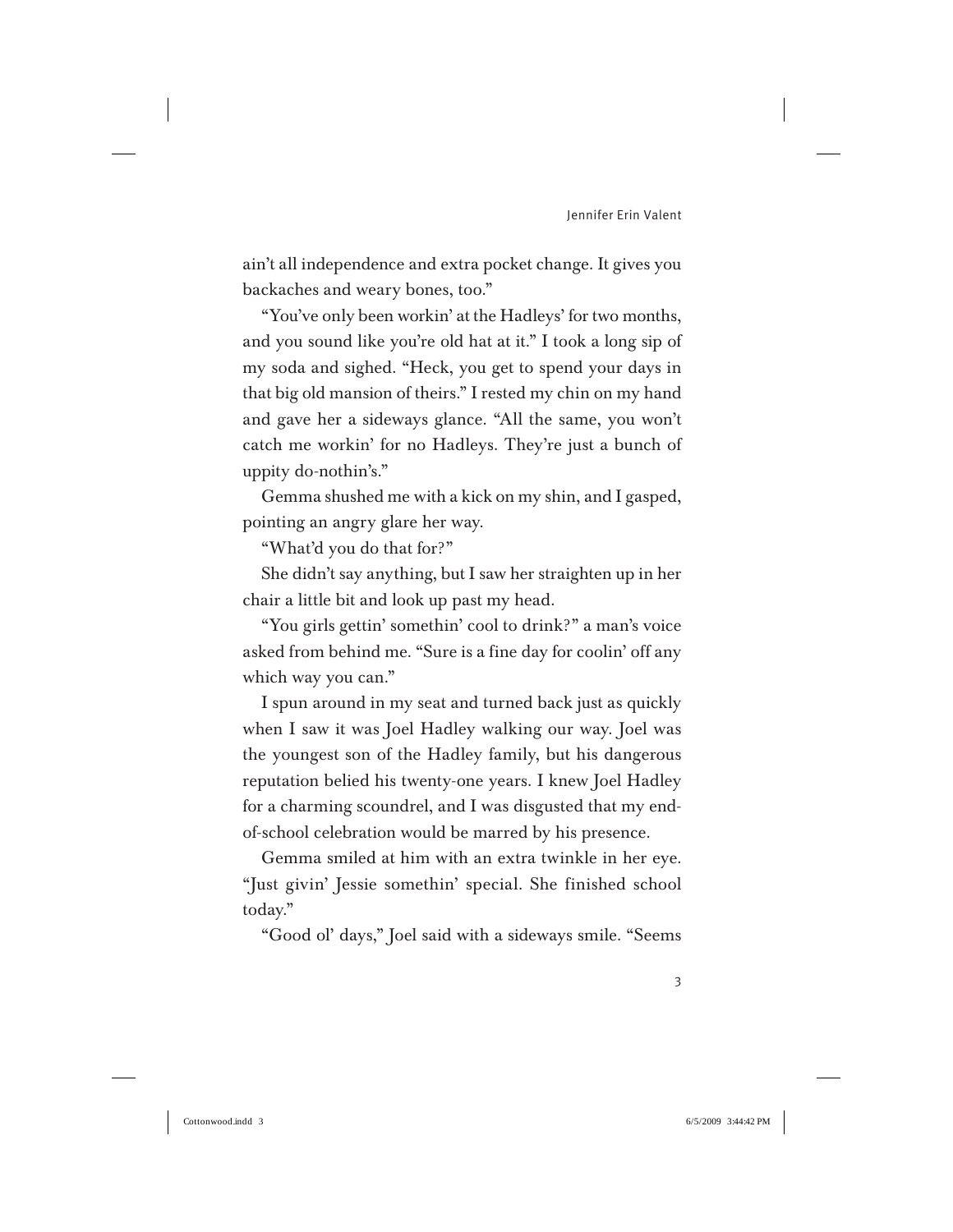ain't all independence and extra pocket change. It gives you backaches and weary bones, too."

"You've only been workin' at the Hadleys' for two months, and you sound like you're old hat at it." I took a long sip of my soda and sighed. "Heck, you get to spend your days in that big old mansion of theirs." I rested my chin on my hand and gave her a sideways glance. "All the same, you won't catch me workin' for no Hadleys. They're just a bunch of uppity do-nothin's."

Gemma shushed me with a kick on my shin, and I gasped, pointing an angry glare her way.

"What'd you do that for?"

She didn't say anything, but I saw her straighten up in her chair a little bit and look up past my head.

"You girls gettin' somethin' cool to drink?" a man's voice asked from behind me. "Sure is a fine day for coolin' off any which way you can."

I spun around in my seat and turned back just as quickly when I saw it was Joel Hadley walking our way. Joel was the youngest son of the Hadley family, but his dangerous reputation belied his twenty-one years. I knew Joel Hadley for a charming scoundrel, and I was disgusted that my end-of-school celebration would be marred by his presence.

Gemma smiled at him with an extra twinkle in her eye. "Just givin' Jessie somethin' special. She finished school today."

"Good ol' days," Joel said with a sideways smile. "Seems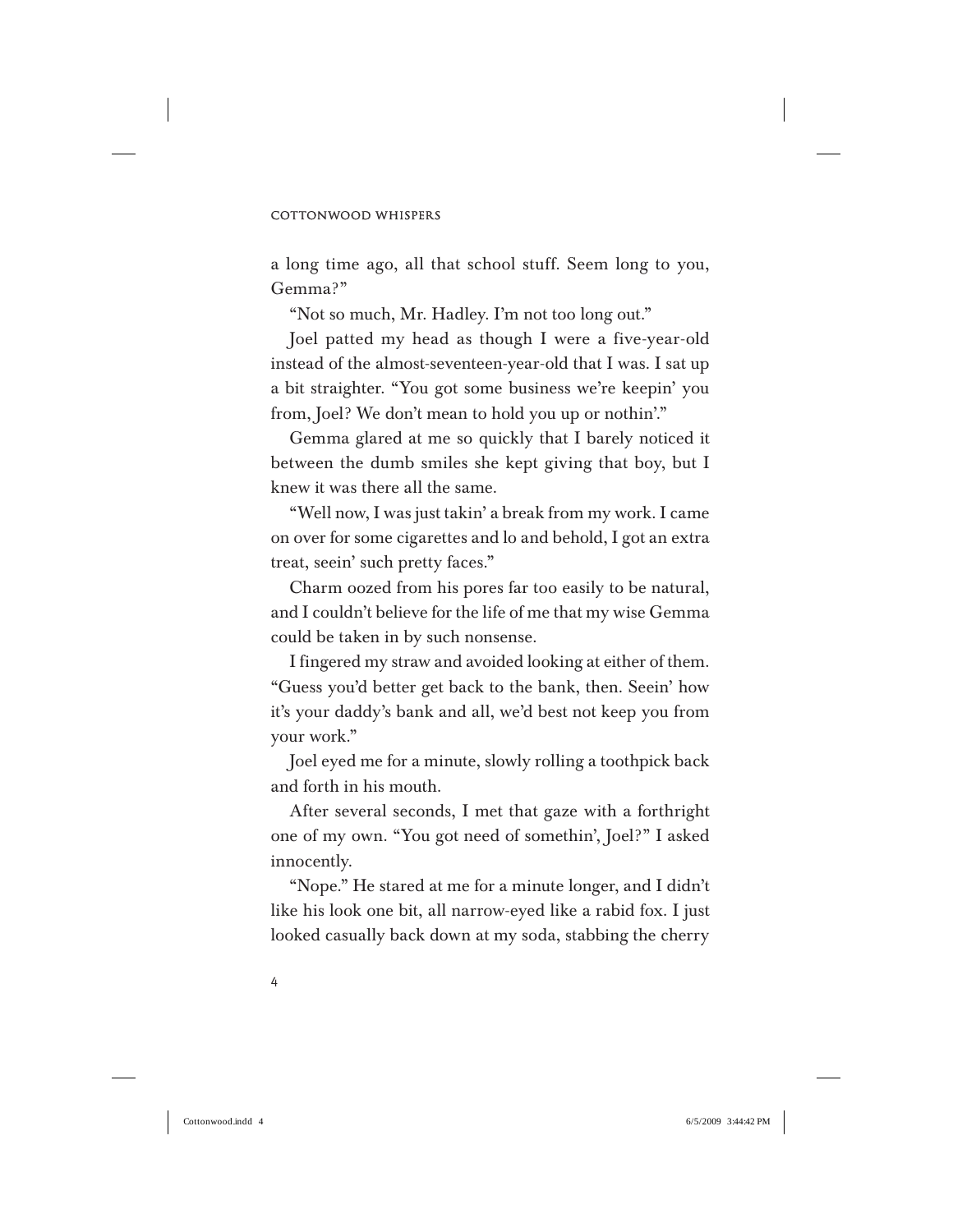a long time ago, all that school stuff. Seem long to you, Gemma?"

"Not so much, Mr. Hadley. I'm not too long out."

Joel patted my head as though I were a five-year-old instead of the almost-seventeen-year-old that I was. I sat up a bit straighter. "You got some business we're keepin' you from, Joel? We don't mean to hold you up or nothin'."

Gemma glared at me so quickly that I barely noticed it between the dumb smiles she kept giving that boy, but I knew it was there all the same.

"Well now, I was just takin' a break from my work. I came on over for some cigarettes and lo and behold, I got an extra treat, seein' such pretty faces."

Charm oozed from his pores far too easily to be natural, and I couldn't believe for the life of me that my wise Gemma could be taken in by such nonsense.

I fingered my straw and avoided looking at either of them. "Guess you'd better get back to the bank, then. Seein' how it's your daddy's bank and all, we'd best not keep you from your work."

Joel eyed me for a minute, slowly rolling a toothpick back and forth in his mouth.

After several seconds, I met that gaze with a forthright one of my own. "You got need of somethin', Joel?" I asked innocently.

"Nope." He stared at me for a minute longer, and I didn't like his look one bit, all narrow-eyed like a rabid fox. I just looked casually back down at my soda, stabbing the cherry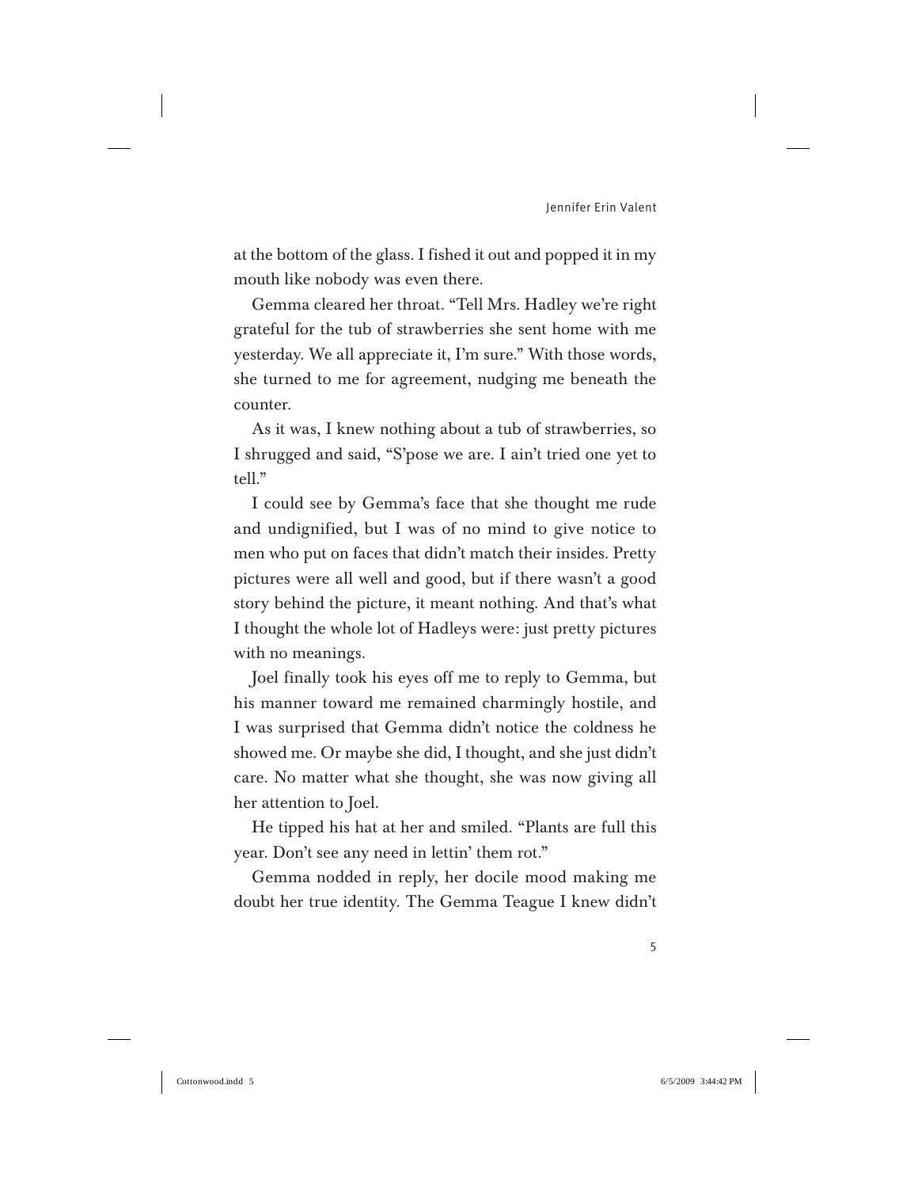at the bottom of the glass. I fished it out and popped it in my mouth like nobody was even there.

Gemma cleared her throat. "Tell Mrs. Hadley we're right grateful for the tub of strawberries she sent home with me yesterday. We all appreciate it, I'm sure." With those words, she turned to me for agreement, nudging me beneath the counter.

As it was, I knew nothing about a tub of strawberries, so I shrugged and said, "S'pose we are. I ain't tried one yet to tell."

I could see by Gemma's face that she thought me rude and undignified, but I was of no mind to give notice to men who put on faces that didn't match their insides. Pretty pictures were all well and good, but if there wasn't a good story behind the picture, it meant nothing. And that's what I thought the whole lot of Hadleys were: just pretty pictures with no meanings.

Joel finally took his eyes off me to reply to Gemma, but his manner toward me remained charmingly hostile, and I was surprised that Gemma didn't notice the coldness he showed me. Or maybe she did, I thought, and she just didn't care. No matter what she thought, she was now giving all her attention to Joel.

He tipped his hat at her and smiled. "Plants are full this year. Don't see any need in lettin' them rot."

Gemma nodded in reply, her docile mood making me doubt her true identity. The Gemma Teague I knew didn't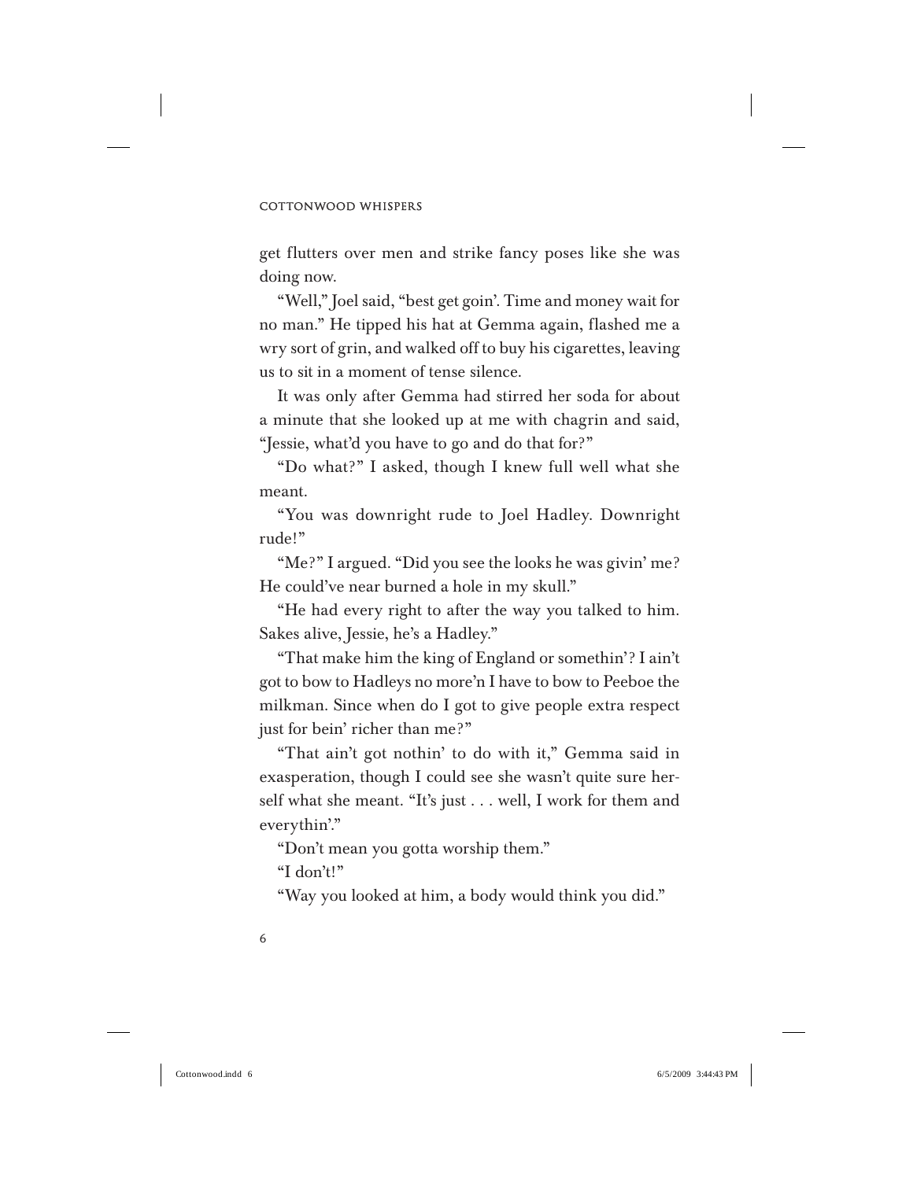get flutters over men and strike fancy poses like she was doing now.

"Well," Joel said, "best get goin'. Time and money wait for no man." He tipped his hat at Gemma again, flashed me a wry sort of grin, and walked off to buy his cigarettes, leaving us to sit in a moment of tense silence.

It was only after Gemma had stirred her soda for about a minute that she looked up at me with chagrin and said, "Jessie, what'd you have to go and do that for?"

"Do what?" I asked, though I knew full well what she meant.

"You was downright rude to Joel Hadley. Downright rude!"

"Me?" I argued. "Did you see the looks he was givin' me? He could've near burned a hole in my skull."

"He had every right to after the way you talked to him. Sakes alive, Jessie, he's a Hadley."

"That make him the king of England or somethin'? I ain't got to bow to Hadleys no more'n I have to bow to Peeboe the milkman. Since when do I got to give people extra respect just for bein' richer than me?"

"That ain't got nothin' to do with it," Gemma said in exasperation, though I could see she wasn't quite sure herself what she meant. "It's just . . . well, I work for them and everythin'."

"Don't mean you gotta worship them."

"I don't!"

"Way you looked at him, a body would think you did."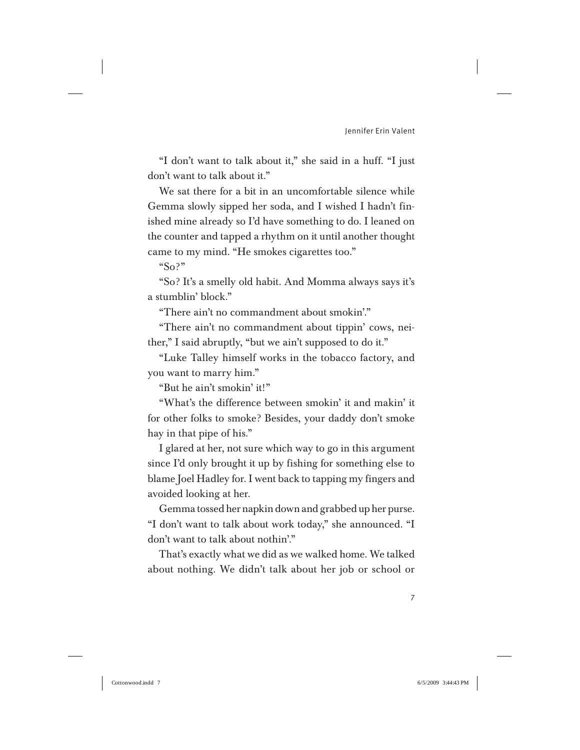"I don't want to talk about it," she said in a huff. "I just don't want to talk about it."

We sat there for a bit in an uncomfortable silence while Gemma slowly sipped her soda, and I wished I hadn't finished mine already so I'd have something to do. I leaned on the counter and tapped a rhythm on it until another thought came to my mind. "He smokes cigarettes too."

"So?"

"So? It's a smelly old habit. And Momma always says it's a stumblin' block."

"There ain't no commandment about smokin'."

"There ain't no commandment about tippin' cows, neither," I said abruptly, "but we ain't supposed to do it."

"Luke Talley himself works in the tobacco factory, and you want to marry him."

"But he ain't smokin' it!"

"What's the difference between smokin' it and makin' it for other folks to smoke? Besides, your daddy don't smoke hay in that pipe of his."

I glared at her, not sure which way to go in this argument since I'd only brought it up by fishing for something else to blame Joel Hadley for. I went back to tapping my fingers and avoided looking at her.

Gemma tossed her napkin down and grabbed up her purse. "I don't want to talk about work today," she announced. "I don't want to talk about nothin'."

That's exactly what we did as we walked home. We talked about nothing. We didn't talk about her job or school or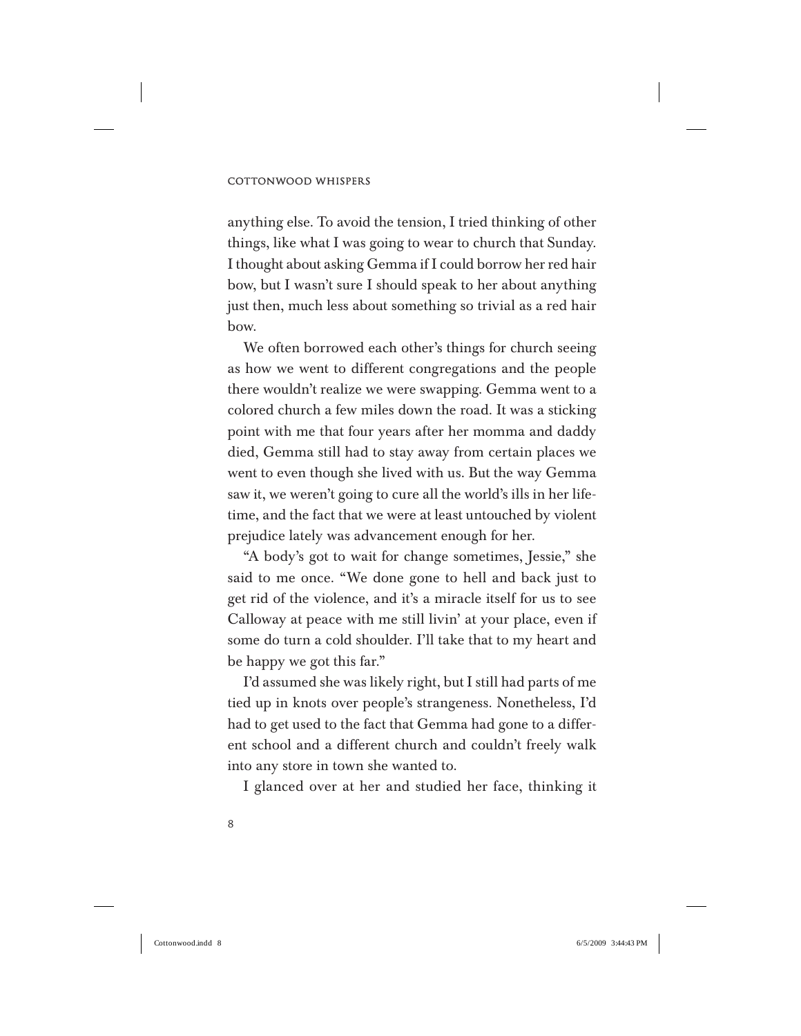anything else. To avoid the tension, I tried thinking of other things, like what I was going to wear to church that Sunday. I thought about asking Gemma if I could borrow her red hair bow, but I wasn't sure I should speak to her about anything just then, much less about something so trivial as a red hair bow.

We often borrowed each other's things for church seeing as how we went to different congregations and the people there wouldn't realize we were swapping. Gemma went to a colored church a few miles down the road. It was a sticking point with me that four years after her momma and daddy died, Gemma still had to stay away from certain places we went to even though she lived with us. But the way Gemma saw it, we weren't going to cure all the world's ills in her lifetime, and the fact that we were at least untouched by violent prejudice lately was advancement enough for her.

"A body's got to wait for change sometimes, Jessie," she said to me once. "We done gone to hell and back just to get rid of the violence, and it's a miracle itself for us to see Calloway at peace with me still livin' at your place, even if some do turn a cold shoulder. I'll take that to my heart and be happy we got this far."

I'd assumed she was likely right, but I still had parts of me tied up in knots over people's strangeness. Nonetheless, I'd had to get used to the fact that Gemma had gone to a different school and a different church and couldn't freely walk into any store in town she wanted to.

I glanced over at her and studied her face, thinking it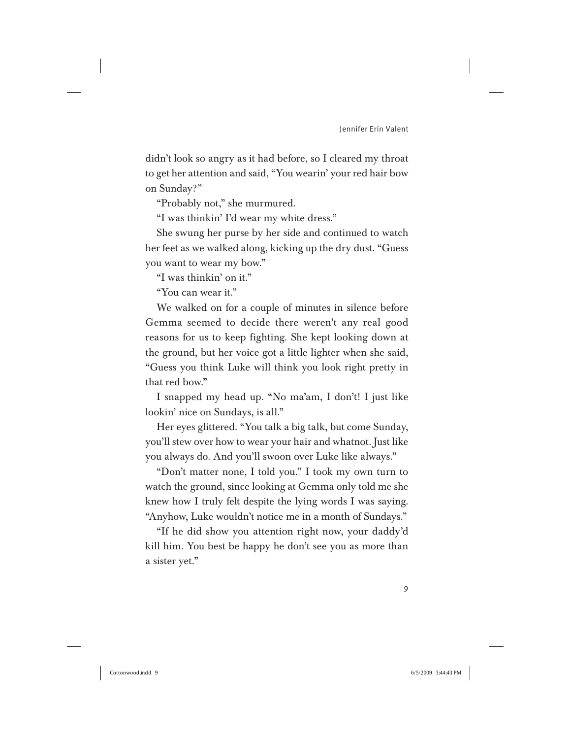didn't look so angry as it had before, so I cleared my throat to get her attention and said, "You wearin' your red hair bow on Sunday?"

"Probably not," she murmured.

"I was thinkin' I'd wear my white dress."

She swung her purse by her side and continued to watch her feet as we walked along, kicking up the dry dust. "Guess you want to wear my bow."

"I was thinkin' on it."

"You can wear it."

We walked on for a couple of minutes in silence before Gemma seemed to decide there weren't any real good reasons for us to keep fighting. She kept looking down at the ground, but her voice got a little lighter when she said, "Guess you think Luke will think you look right pretty in that red bow."

I snapped my head up. "No ma'am, I don't! I just like lookin' nice on Sundays, is all."

Her eyes glittered. "You talk a big talk, but come Sunday, you'll stew over how to wear your hair and whatnot. Just like you always do. And you'll swoon over Luke like always."

"Don't matter none, I told you." I took my own turn to watch the ground, since looking at Gemma only told me she knew how I truly felt despite the lying words I was saying. "Anyhow, Luke wouldn't notice me in a month of Sundays."

"If he did show you attention right now, your daddy'd kill him. You best be happy he don't see you as more than a sister yet."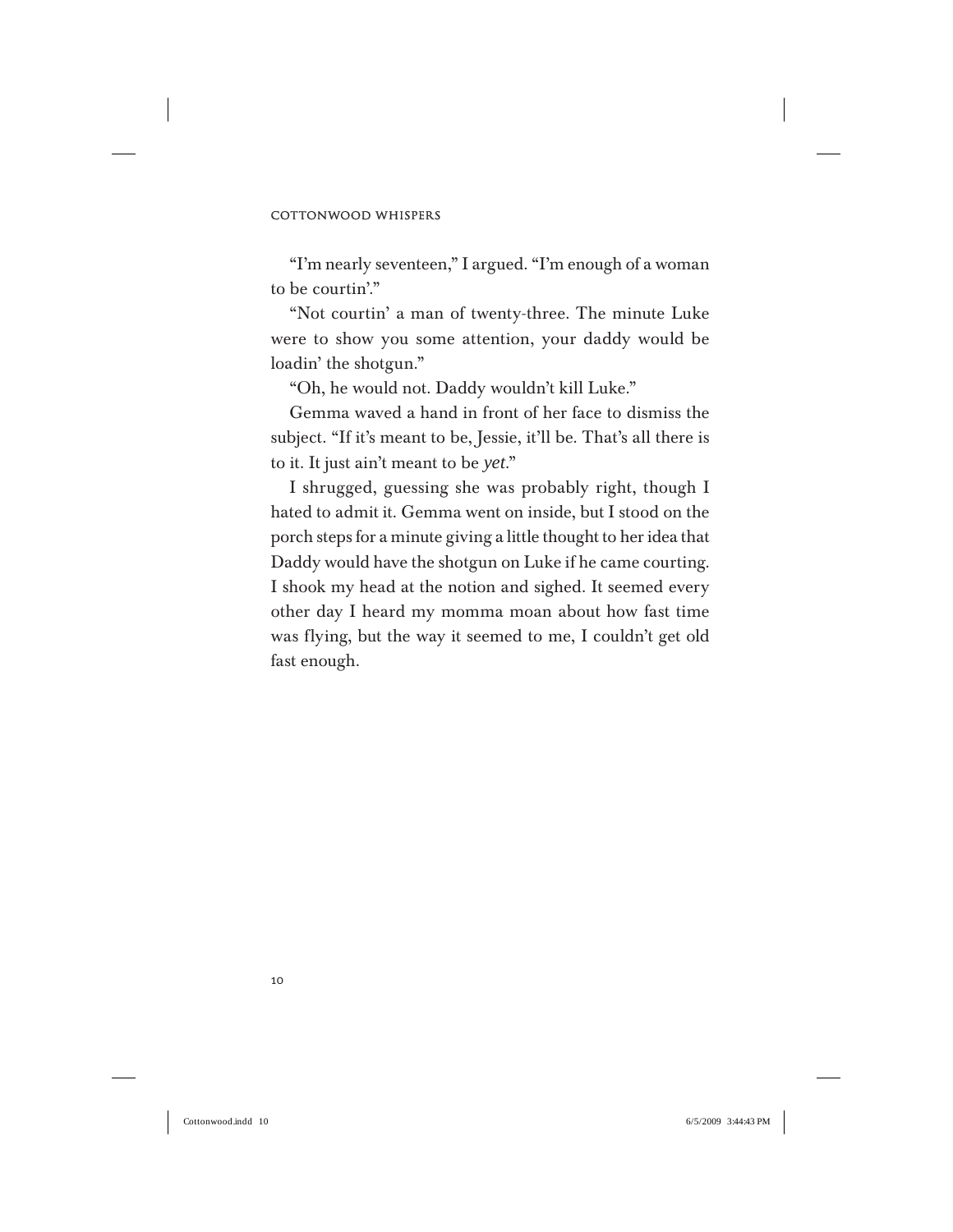"I'm nearly seventeen," I argued. "I'm enough of a woman to be courtin'."

"Not courtin' a man of twenty-three. The minute Luke were to show you some attention, your daddy would be loadin' the shotgun."

"Oh, he would not. Daddy wouldn't kill Luke."

Gemma waved a hand in front of her face to dismiss the subject. "If it's meant to be, Jessie, it'll be. That's all there is to it. It just ain't meant to be *yet*."

I shrugged, guessing she was probably right, though I hated to admit it. Gemma went on inside, but I stood on the porch steps for a minute giving a little thought to her idea that Daddy would have the shotgun on Luke if he came courting. I shook my head at the notion and sighed. It seemed every other day I heard my momma moan about how fast time was flying, but the way it seemed to me, I couldn't get old fast enough.